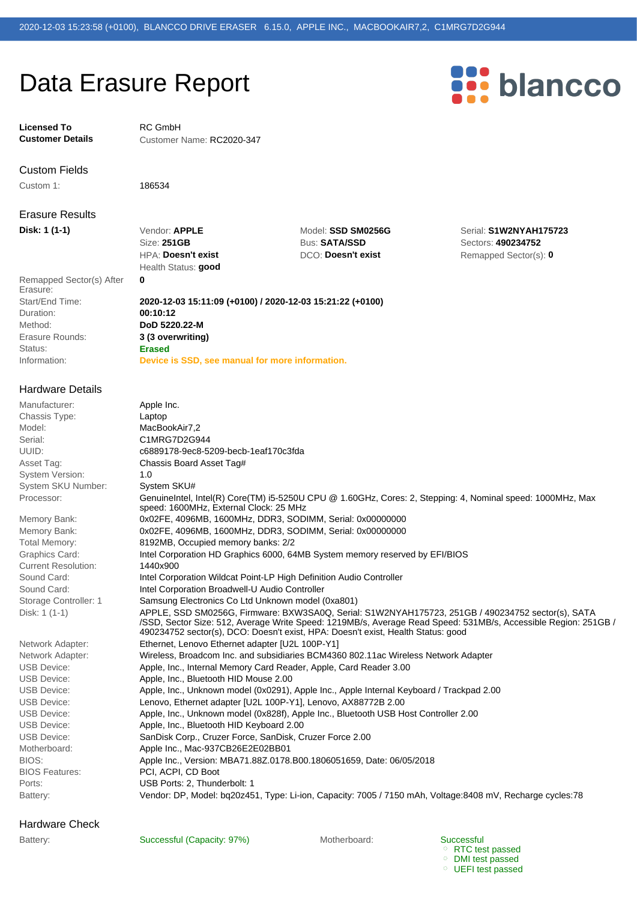# Data Erasure Report

| | |
|---|---|
| **Licensed To** | RC GmbH |
| **Customer Details** | Customer Name: RC2020-347 |

## Custom Fields

| | |
|---|---|
| Custom 1: | 186534 |

## Erasure Results

| **Disk: 1 (1-1)** | Vendor: **APPLE** | Model: **SSD SM0256G** | Serial: **S1W2NYAH175723** |
|---|---|---|---|
| | Size: **251GB** | Bus: **SATA/SSD** | Sectors: **490234752** |
| | HPA: **Doesn't exist** | DCO: **Doesn't exist** | Remapped Sector(s): **0** |
| | Health Status: **good** | | |

| | |
|---|---|
| Remapped Sector(s) After Erasure: | **0** |
| Start/End Time: | **2020-12-03 15:11:09 (+0100) / 2020-12-03 15:21:22 (+0100)** |
| Duration: | **00:10:12** |
| Method: | **DoD 5220.22-M** |
| Erasure Rounds: | **3 (3 overwriting)** |
| Status: | **Erased** |
| Information: | **Device is SSD, see manual for more information.** |

## Hardware Details

| | |
|---|---|
| Manufacturer: | Apple Inc. |
| Chassis Type: | Laptop |
| Model: | MacBookAir7,2 |
| Serial: | C1MRG7D2G944 |
| UUID: | c6889178-9ec8-5209-becb-1eaf170c3fda |
| Asset Tag: | Chassis Board Asset Tag# |
| System Version: | 1.0 |
| System SKU Number: | System SKU# |
| Processor: | GenuineIntel, Intel(R) Core(TM) i5-5250U CPU @ 1.60GHz, Cores: 2, Stepping: 4, Nominal speed: 1000MHz, Max speed: 1600MHz, External Clock: 25 MHz |
| Memory Bank: | 0x02FE, 4096MB, 1600MHz, DDR3, SODIMM, Serial: 0x00000000 |
| Memory Bank: | 0x02FE, 4096MB, 1600MHz, DDR3, SODIMM, Serial: 0x00000000 |
| Total Memory: | 8192MB, Occupied memory banks: 2/2 |
| Graphics Card: | Intel Corporation HD Graphics 6000, 64MB System memory reserved by EFI/BIOS |
| Current Resolution: | 1440x900 |
| Sound Card: | Intel Corporation Wildcat Point-LP High Definition Audio Controller |
| Sound Card: | Intel Corporation Broadwell-U Audio Controller |
| Storage Controller: 1 | Samsung Electronics Co Ltd Unknown model (0xa801) |
| Disk: 1 (1-1) | APPLE, SSD SM0256G, Firmware: BXW3SA0Q, Serial: S1W2NYAH175723, 251GB / 490234752 sector(s), SATA /SSD, Sector Size: 512, Average Write Speed: 1219MB/s, Average Read Speed: 531MB/s, Accessible Region: 251GB / 490234752 sector(s), DCO: Doesn't exist, HPA: Doesn't exist, Health Status: good |
| Network Adapter: | Ethernet, Lenovo Ethernet adapter [U2L 100P-Y1] |
| Network Adapter: | Wireless, Broadcom Inc. and subsidiaries BCM4360 802.11ac Wireless Network Adapter |
| USB Device: | Apple, Inc., Internal Memory Card Reader, Apple, Card Reader 3.00 |
| USB Device: | Apple, Inc., Bluetooth HID Mouse 2.00 |
| USB Device: | Apple, Inc., Unknown model (0x0291), Apple Inc., Apple Internal Keyboard / Trackpad 2.00 |
| USB Device: | Lenovo, Ethernet adapter [U2L 100P-Y1], Lenovo, AX88772B 2.00 |
| USB Device: | Apple, Inc., Unknown model (0x828f), Apple Inc., Bluetooth USB Host Controller 2.00 |
| USB Device: | Apple, Inc., Bluetooth HID Keyboard 2.00 |
| USB Device: | SanDisk Corp., Cruzer Force, SanDisk, Cruzer Force 2.00 |
| Motherboard: | Apple Inc., Mac-937CB26E2E02BB01 |
| BIOS: | Apple Inc., Version: MBA71.88Z.0178.B00.1806051659, Date: 06/05/2018 |
| BIOS Features: | PCI, ACPI, CD Boot |
| Ports: | USB Ports: 2, Thunderbolt: 1 |
| Battery: | Vendor: DP, Model: bq20z451, Type: Li-ion, Capacity: 7005 / 7150 mAh, Voltage:8408 mV, Recharge cycles:78 |

## Hardware Check

| | | | |
|---|---|---|---|
| Battery: | Successful (Capacity: 97%) | Motherboard: | Successful<br>◦ RTC test passed<br>◦ DMI test passed<br>◦ UEFI test passed |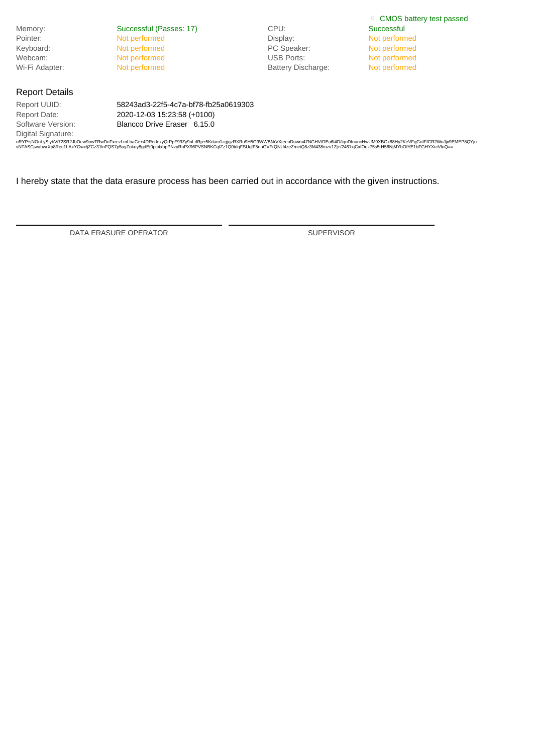- CMOS battery test passed

| | | | |
|---|---|---|---|
| Memory: | Successful (Passes: 17) | CPU: | Successful |
| Pointer: | Not performed | Display: | Not performed |
| Keyboard: | Not performed | PC Speaker: | Not performed |
| Webcam: | Not performed | USB Ports: | Not performed |
| Wi-Fi Adapter: | Not performed | Battery Discharge: | Not performed |

## Report Details

| | |
|---|---|
| Report UUID: | 58243ad3-22f5-4c7a-bf78-fb25a0619303 |
| Report Date: | 2020-12-03 15:23:58 (+0100) |
| Software Version: | Blancco Drive Eraser 6.15.0 |

Digital Signature:

nRYP+jNOnLySiybVi72SR2JbOew9mvTRwDnTxrezLmLbaCe+4DRedexyQrPpF99Zy9nLrlRp+5Kdam1zgjqzRXRo9H5G9WWBNrVXteeoDuwm47NGHVtDEa6I4D/tqnDfnuncHwUM9XBGx88Hy2KeVFqGnIFfCR2WoJjx9EMEP8QYju vNTASCjwahwrXp8Rec1LAxYGwx/jZCz31lnFQS7p5uyZokuy8gdEt0pc4xbpPNzyRnPX96PVSNBKCqfZz1Q0tdqFSUqfF5nuGVFrQNU4zeZmeiQ8z3M438mzv1Zj+/2461xjCxfOuz75s5rH56NjMYbOfYE1bFGHYXrcVloQ==

I hereby state that the data erasure process has been carried out in accordance with the given instructions.

DATA ERASURE OPERATOR

SUPERVISOR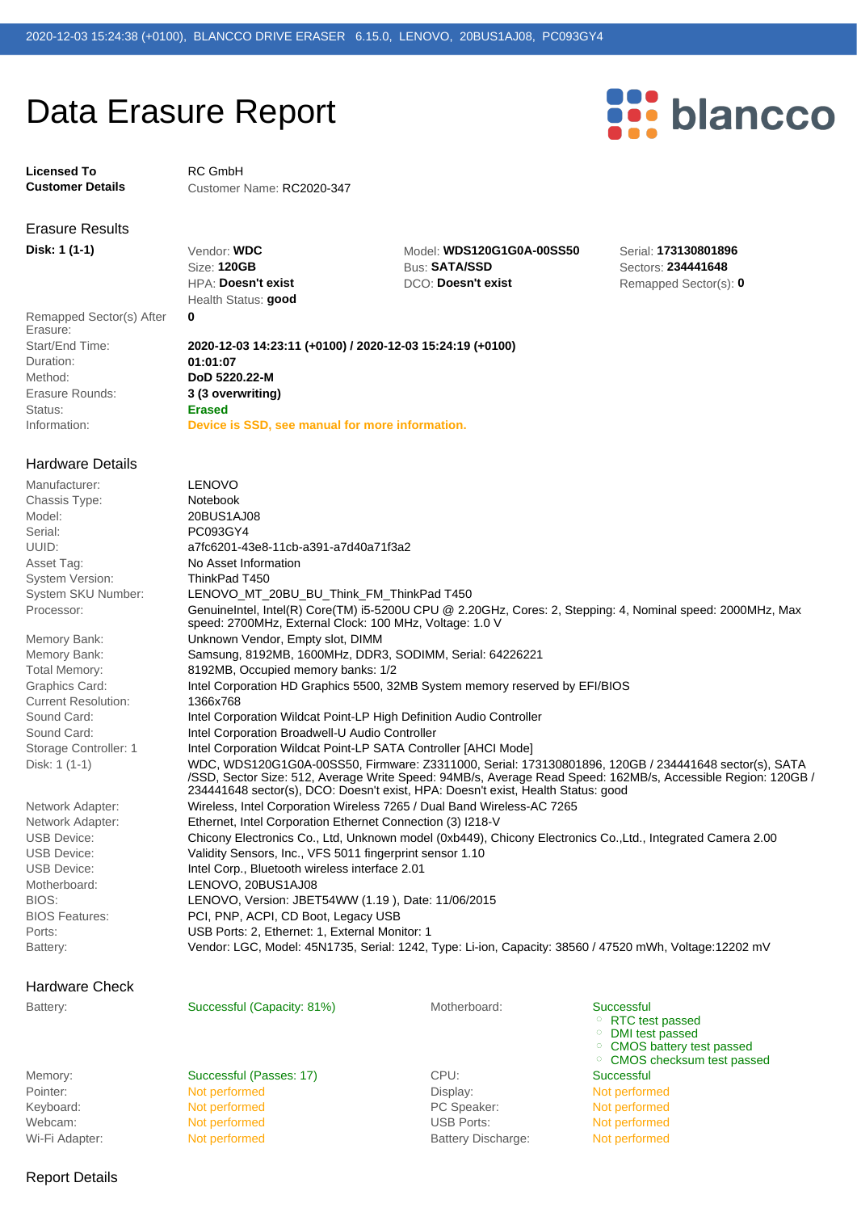# Data Erasure Report

| | |
|---|---|
| **Licensed To** | RC GmbH |
| **Customer Details** | Customer Name: RC2020-347 |

## Erasure Results

| | | | |
|---|---|---|---|
| **Disk: 1 (1-1)** | Vendor: **WDC** | Model: **WDS120G1G0A-00SS50** | Serial: **173130801896** |
| | Size: **120GB** | Bus: **SATA/SSD** | Sectors: **234441648** |
| | HPA: **Doesn't exist** | DCO: **Doesn't exist** | Remapped Sector(s): **0** |
| | Health Status: **good** | | |

| | |
|---|---|
| Remapped Sector(s) After Erasure: | **0** |
| Start/End Time: | **2020-12-03 14:23:11 (+0100) / 2020-12-03 15:24:19 (+0100)** |
| Duration: | **01:01:07** |
| Method: | **DoD 5220.22-M** |
| Erasure Rounds: | **3 (3 overwriting)** |
| Status: | **Erased** |
| Information: | **Device is SSD, see manual for more information.** |

## Hardware Details

| | |
|---|---|
| Manufacturer: | LENOVO |
| Chassis Type: | Notebook |
| Model: | 20BUS1AJ08 |
| Serial: | PC093GY4 |
| UUID: | a7fc6201-43e8-11cb-a391-a7d40a71f3a2 |
| Asset Tag: | No Asset Information |
| System Version: | ThinkPad T450 |
| System SKU Number: | LENOVO_MT_20BU_BU_Think_FM_ThinkPad T450 |
| Processor: | GenuineIntel, Intel(R) Core(TM) i5-5200U CPU @ 2.20GHz, Cores: 2, Stepping: 4, Nominal speed: 2000MHz, Max speed: 2700MHz, External Clock: 100 MHz, Voltage: 1.0 V |
| Memory Bank: | Unknown Vendor, Empty slot, DIMM |
| Memory Bank: | Samsung, 8192MB, 1600MHz, DDR3, SODIMM, Serial: 64226221 |
| Total Memory: | 8192MB, Occupied memory banks: 1/2 |
| Graphics Card: | Intel Corporation HD Graphics 5500, 32MB System memory reserved by EFI/BIOS |
| Current Resolution: | 1366x768 |
| Sound Card: | Intel Corporation Wildcat Point-LP High Definition Audio Controller |
| Sound Card: | Intel Corporation Broadwell-U Audio Controller |
| Storage Controller: 1 | Intel Corporation Wildcat Point-LP SATA Controller [AHCI Mode] |
| Disk: 1 (1-1) | WDC, WDS120G1G0A-00SS50, Firmware: Z3311000, Serial: 173130801896, 120GB / 234441648 sector(s), SATA /SSD, Sector Size: 512, Average Write Speed: 94MB/s, Average Read Speed: 162MB/s, Accessible Region: 120GB / 234441648 sector(s), DCO: Doesn't exist, HPA: Doesn't exist, Health Status: good |
| Network Adapter: | Wireless, Intel Corporation Wireless 7265 / Dual Band Wireless-AC 7265 |
| Network Adapter: | Ethernet, Intel Corporation Ethernet Connection (3) I218-V |
| USB Device: | Chicony Electronics Co., Ltd, Unknown model (0xb449), Chicony Electronics Co.,Ltd., Integrated Camera 2.00 |
| USB Device: | Validity Sensors, Inc., VFS 5011 fingerprint sensor 1.10 |
| USB Device: | Intel Corp., Bluetooth wireless interface 2.01 |
| Motherboard: | LENOVO, 20BUS1AJ08 |
| BIOS: | LENOVO, Version: JBET54WW (1.19 ), Date: 11/06/2015 |
| BIOS Features: | PCI, PNP, ACPI, CD Boot, Legacy USB |
| Ports: | USB Ports: 2, Ethernet: 1, External Monitor: 1 |
| Battery: | Vendor: LGC, Model: 45N1735, Serial: 1242, Type: Li-ion, Capacity: 38560 / 47520 mWh, Voltage:12202 mV |

## Hardware Check

| | | | |
|---|---|---|---|
| Battery: | Successful (Capacity: 81%) | Motherboard: | Successful<br>◦ RTC test passed<br>◦ DMI test passed<br>◦ CMOS battery test passed<br>◦ CMOS checksum test passed |
| Memory: | Successful (Passes: 17) | CPU: | Successful |
| Pointer: | Not performed | Display: | Not performed |
| Keyboard: | Not performed | PC Speaker: | Not performed |
| Webcam: | Not performed | USB Ports: | Not performed |
| Wi-Fi Adapter: | Not performed | Battery Discharge: | Not performed |

## Report Details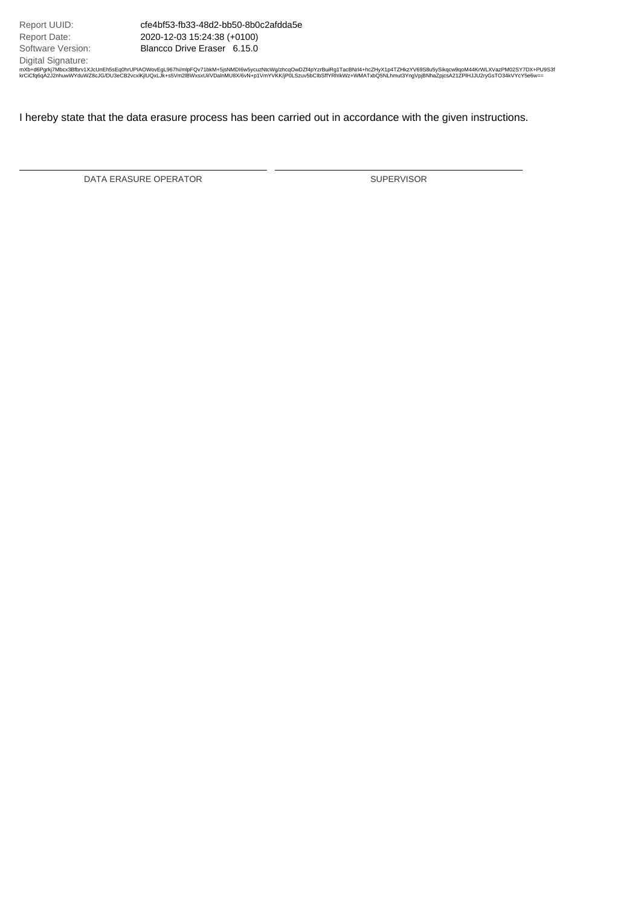| | |
|---|---|
| Report UUID: | cfe4bf53-fb33-48d2-bb50-8b0c2afdda5e |
| Report Date: | 2020-12-03 15:24:38 (+0100) |
| Software Version: | Blancco Drive Eraser 6.15.0 |

Digital Signature:

mXb+d6Pgrkj7Mbcx3Bfbrv1XJcUnEh5sEq0hrUPIAOWovEgL967hi/mlpFQv71bkM+5jsNMDI6w5ycuzNtcWg/zhcqOwDZf4pYzrBuiRg1TacBNrl4+hcZHyX1p4TZHkzYV69S8u5ySikqcw9qoM44KrWLXVazPM02SY7DX+PU9S3f
krCiCfq6qA2J2nhuwWYduWZ8cJG/DU3eCB2vcxlKjlUQxLJk+s5Vm2lBWxsxUiIVDalnMU8X/6vN+p1VmYVKK/jP0LSzuv5bCIbSffYRhlkWz+WMATxbQ5NLhmut3YngVpjBNhaZpjcsA21ZPIHJJU2ryGsTO34kVYcY5e6w==

I hereby state that the data erasure process has been carried out in accordance with the given instructions.

| DATA ERASURE OPERATOR | SUPERVISOR |
|---|---|